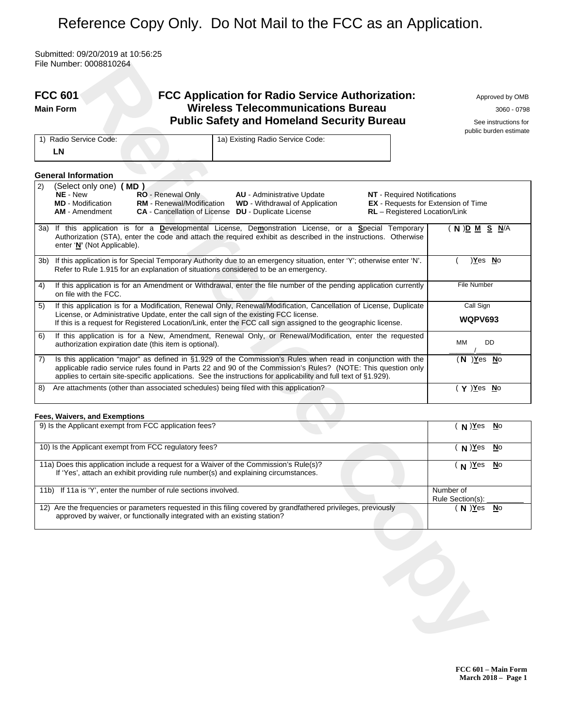# Reference Copy Only. Do Not Mail to the FCC as an Application.

Submitted: 09/20/2019 at 10:56:25
File Number: 0008810264

**FCC 601**
**Main Form**

## FCC Application for Radio Service Authorization: Wireless Telecommunications Bureau Public Safety and Homeland Security Bureau

Approved by OMB
3060 - 0798
See instructions for public burden estimate

| 1) Radio Service Code: | 1a) Existing Radio Service Code: |
|---|---|
| **LN** | |

### General Information

2) (Select only one) **( MD )**
**NE** - New
**MD** - Modification
**AM** - Amendment
**RO** - Renewal Only
**RM** - Renewal/Modification
**CA** - Cancellation of License
**AU** - Administrative Update
**WD** - Withdrawal of Application
**DU** - Duplicate License
**NT** - Required Notifications
**EX** - Requests for Extension of Time
**RL** – Registered Location/Link

| Item | Response |
|---|---|
| 3a) If this application is for a **D**evelopmental License, De**m**onstration License, or a **S**pecial Temporary Authorization (STA), enter the code and attach the required exhibit as described in the instructions. Otherwise enter '**N**' (Not Applicable). | ( **N** ) **D M S N**/A |
| 3b) If this application is for Special Temporary Authority due to an emergency situation, enter 'Y'; otherwise enter 'N'. Refer to Rule 1.915 for an explanation of situations considered to be an emergency. | ( ) **Y**es **N**o |
| 4) If this application is for an Amendment or Withdrawal, enter the file number of the pending application currently on file with the FCC. | File Number |
| 5) If this application is for a Modification, Renewal Only, Renewal/Modification, Cancellation of License, Duplicate License, or Administrative Update, enter the call sign of the existing FCC license. If this is a request for Registered Location/Link, enter the FCC call sign assigned to the geographic license. | Call Sign **WQPV693** |
| 6) If this application is for a New, Amendment, Renewal Only, or Renewal/Modification, enter the requested authorization expiration date (this item is optional). | MM DD ____/____ |
| 7) Is this application "major" as defined in §1.929 of the Commission's Rules when read in conjunction with the applicable radio service rules found in Parts 22 and 90 of the Commission's Rules? (NOTE: This question only applies to certain site-specific applications. See the instructions for applicability and full text of §1.929). | ( **N** ) **Y**es **N**o |
| 8) Are attachments (other than associated schedules) being filed with this application? | ( **Y** ) **Y**es **N**o |

### Fees, Waivers, and Exemptions

| Item | Response |
|---|---|
| 9) Is the Applicant exempt from FCC application fees? | ( **N** ) **Y**es **N**o |
| 10) Is the Applicant exempt from FCC regulatory fees? | ( **N** ) **Y**es **N**o |
| 11a) Does this application include a request for a Waiver of the Commission's Rule(s)? If 'Yes', attach an exhibit providing rule number(s) and explaining circumstances. | ( **N** ) **Y**es **N**o |
| 11b) If 11a is 'Y', enter the number of rule sections involved. | Number of Rule Section(s): ________ |
| 12) Are the frequencies or parameters requested in this filing covered by grandfathered privileges, previously approved by waiver, or functionally integrated with an existing station? | ( **N** ) **Y**es **N**o |

**FCC 601 – Main Form**
**March 2018 – Page 1**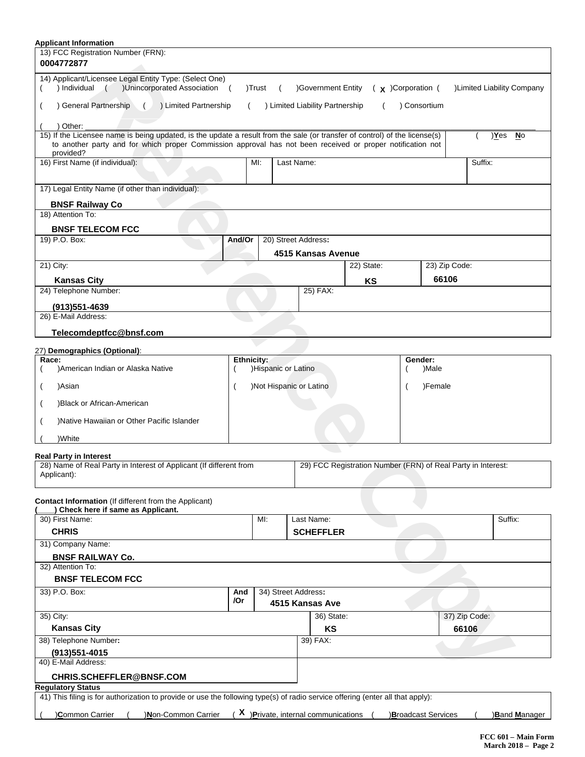**Applicant Information**

13) FCC Registration Number (FRN):
**0004772877**

14) Applicant/Licensee Legal Entity Type: (Select One)
( ) Individual ( )Unincorporated Association ( )Trust ( )Government Entity ( X )Corporation ( )Limited Liability Company
( ) General Partnership ( ) Limited Partnership ( ) Limited Liability Partnership ( ) Consortium
( ) Other: ___

15) If the Licensee name is being updated, is the update a result from the sale (or transfer of control) of the license(s) to another party and for which proper Commission approval has not been received or proper notification not provided? ( )Yes No

| 16) First Name (if individual): | MI: | Last Name: | Suffix: |
|---|---|---|---|
| | | | |

17) Legal Entity Name (if other than individual):
**BNSF Railway Co**

18) Attention To:
**BNSF TELECOM FCC**

| 19) P.O. Box: | And/Or | 20) Street Address: |
|---|---|---|
| | | **4515 Kansas Avenue** |

| 21) City: | 22) State: | 23) Zip Code: |
|---|---|---|
| **Kansas City** | **KS** | **66106** |

| 24) Telephone Number: | 25) FAX: |
|---|---|
| **(913)551-4639** | |

26) E-Mail Address:
**Telecomdeptfcc@bnsf.com**

27) **Demographics (Optional)**:

| Race: | Ethnicity: | Gender: |
|---|---|---|
| ( )American Indian or Alaska Native | ( )Hispanic or Latino | ( )Male |
| ( )Asian | ( )Not Hispanic or Latino | ( )Female |
| ( )Black or African-American | | |
| ( )Native Hawaiian or Other Pacific Islander | | |
| ( )White | | |

**Real Party in Interest**

| 28) Name of Real Party in Interest of Applicant (If different from Applicant): | 29) FCC Registration Number (FRN) of Real Party in Interest: |
|---|---|
| | |

**Contact Information** (If different from the Applicant)
**(____) Check here if same as Applicant.**

| 30) First Name: | MI: | Last Name: | Suffix: |
|---|---|---|---|
| **CHRIS** | | **SCHEFFLER** | |

31) Company Name:
**BNSF RAILWAY Co.**

32) Attention To:
**BNSF TELECOM FCC**

| 33) P.O. Box: | And /Or | 34) Street Address: |
|---|---|---|
| | | **4515 Kansas Ave** |

| 35) City: | 36) State: | 37) Zip Code: |
|---|---|---|
| **Kansas City** | **KS** | **66106** |

| 38) Telephone Number: | 39) FAX: |
|---|---|
| **(913)551-4015** | |

40) E-Mail Address:
**CHRIS.SCHEFFLER@BNSF.COM**

**Regulatory Status**

41) This filing is for authorization to provide or use the following type(s) of radio service offering (enter all that apply):

( )**C**ommon Carrier ( )**N**on-Common Carrier ( X )**P**rivate, internal communications ( )**B**roadcast Services ( )**B**and **M**anager

**FCC 601 – Main Form**
**March 2018 –**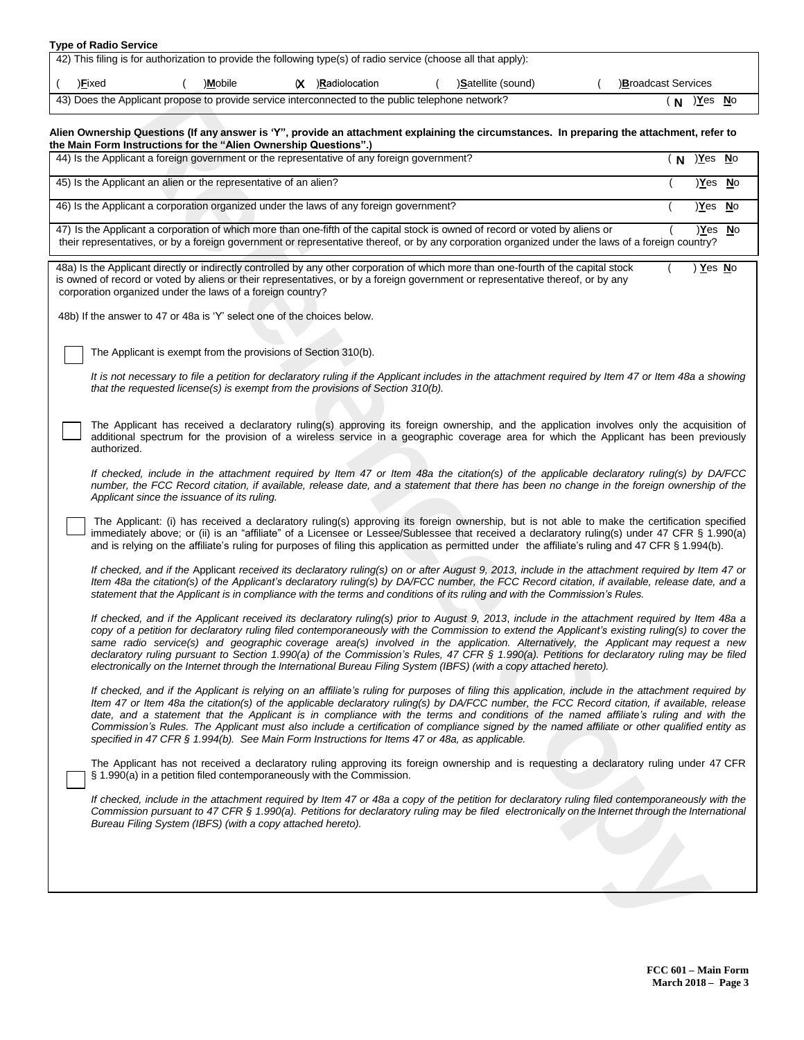**Type of Radio Service**

42) This filing is for authorization to provide the following type(s) of radio service (choose all that apply):

( )**F**ixed ( )**M**obile (X )**R**adiolocation ( )**S**atellite (sound) ( )**B**roadcast Services

43) Does the Applicant propose to provide service interconnected to the public telephone network? ( N )**Y**es **N**o

**Alien Ownership Questions (If any answer is 'Y", provide an attachment explaining the circumstances. In preparing the attachment, refer to the Main Form Instructions for the "Alien Ownership Questions".)**

| | |
|---|---|
| 44) Is the Applicant a foreign government or the representative of any foreign government? | ( N )**Y**es **N**o |
| 45) Is the Applicant an alien or the representative of an alien? | ( )**Y**es **N**o |
| 46) Is the Applicant a corporation organized under the laws of any foreign government? | ( )**Y**es **N**o |
| 47) Is the Applicant a corporation of which more than one-fifth of the capital stock is owned of record or voted by aliens or their representatives, or by a foreign government or representative thereof, or by any corporation organized under the laws of a foreign country? | ( )**Y**es **N**o |

48a) Is the Applicant directly or indirectly controlled by any other corporation of which more than one-fourth of the capital stock is owned of record or voted by aliens or their representatives, or by a foreign government or representative thereof, or by any corporation organized under the laws of a foreign country? ( ) **Y**es **N**o

48b) If the answer to 47 or 48a is 'Y' select one of the choices below.

☐ The Applicant is exempt from the provisions of Section 310(b).

*It is not necessary to file a petition for declaratory ruling if the Applicant includes in the attachment required by Item 47 or Item 48a a showing that the requested license(s) is exempt from the provisions of Section 310(b).*

☐ The Applicant has received a declaratory ruling(s) approving its foreign ownership, and the application involves only the acquisition of additional spectrum for the provision of a wireless service in a geographic coverage area for which the Applicant has been previously authorized.

*If checked, include in the attachment required by Item 47 or Item 48a the citation(s) of the applicable declaratory ruling(s) by DA/FCC number, the FCC Record citation, if available, release date, and a statement that there has been no change in the foreign ownership of the Applicant since the issuance of its ruling.*

☐ The Applicant: (i) has received a declaratory ruling(s) approving its foreign ownership, but is not able to make the certification specified immediately above; or (ii) is an "affiliate" of a Licensee or Lessee/Sublessee that received a declaratory ruling(s) under 47 CFR § 1.990(a) and is relying on the affiliate's ruling for purposes of filing this application as permitted under the affiliate's ruling and 47 CFR § 1.994(b).

*If checked, and if the Applicant received its declaratory ruling(s) on or after August 9, 2013, include in the attachment required by Item 47 or Item 48a the citation(s) of the Applicant's declaratory ruling(s) by DA/FCC number, the FCC Record citation, if available, release date, and a statement that the Applicant is in compliance with the terms and conditions of its ruling and with the Commission's Rules.*

*If checked, and if the Applicant received its declaratory ruling(s) prior to August 9, 2013, include in the attachment required by Item 48a a copy of a petition for declaratory ruling filed contemporaneously with the Commission to extend the Applicant's existing ruling(s) to cover the same radio service(s) and geographic coverage area(s) involved in the application. Alternatively, the Applicant may request a new declaratory ruling pursuant to Section 1.990(a) of the Commission's Rules, 47 CFR § 1.990(a). Petitions for declaratory ruling may be filed electronically on the Internet through the International Bureau Filing System (IBFS) (with a copy attached hereto).*

*If checked, and if the Applicant is relying on an affiliate's ruling for purposes of filing this application, include in the attachment required by Item 47 or Item 48a the citation(s) of the applicable declaratory ruling(s) by DA/FCC number, the FCC Record citation, if available, release date, and a statement that the Applicant is in compliance with the terms and conditions of the named affiliate's ruling and with the Commission's Rules. The Applicant must also include a certification of compliance signed by the named affiliate or other qualified entity as specified in 47 CFR § 1.994(b). See Main Form Instructions for Items 47 or 48a, as applicable.*

☐ The Applicant has not received a declaratory ruling approving its foreign ownership and is requesting a declaratory ruling under 47 CFR § 1.990(a) in a petition filed contemporaneously with the Commission.

*If checked, include in the attachment required by Item 47 or 48a a copy of the petition for declaratory ruling filed contemporaneously with the Commission pursuant to 47 CFR § 1.990(a). Petitions for declaratory ruling may be filed electronically on the Internet through the International Bureau Filing System (IBFS) (with a copy attached hereto).*

**FCC 601 – Main Form**
**March 2018 – Page 3**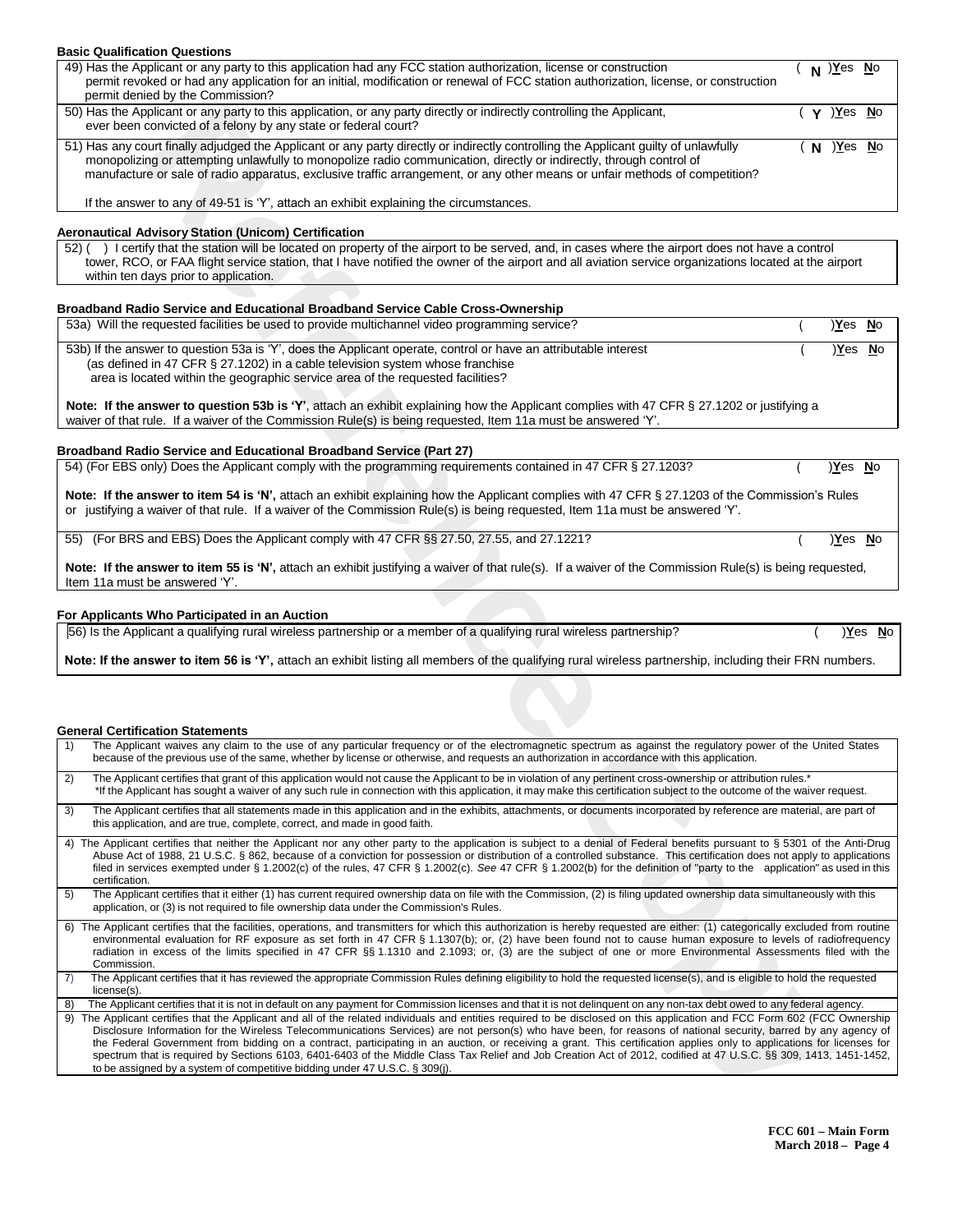### Basic Qualification Questions

| | |
|---|---|
| 49) Has the Applicant or any party to this application had any FCC station authorization, license or construction permit revoked or had any application for an initial, modification or renewal of FCC station authorization, license, or construction permit denied by the Commission? | ( N )Yes No |
| 50) Has the Applicant or any party to this application, or any party directly or indirectly controlling the Applicant, ever been convicted of a felony by any state or federal court? | ( Y )Yes No |
| 51) Has any court finally adjudged the Applicant or any party directly or indirectly controlling the Applicant guilty of unlawfully monopolizing or attempting unlawfully to monopolize radio communication, directly or indirectly, through control of manufacture or sale of radio apparatus, exclusive traffic arrangement, or any other means or unfair methods of competition? If the answer to any of 49-51 is 'Y', attach an exhibit explaining the circumstances. | ( N )Yes No |

### Aeronautical Advisory Station (Unicom) Certification

52) ( ) I certify that the station will be located on property of the airport to be served, and, in cases where the airport does not have a control tower, RCO, or FAA flight service station, that I have notified the owner of the airport and all aviation service organizations located at the airport within ten days prior to application.

### Broadband Radio Service and Educational Broadband Service Cable Cross-Ownership

| | |
|---|---|
| 53a) Will the requested facilities be used to provide multichannel video programming service? | ( )Yes No |
| 53b) If the answer to question 53a is 'Y', does the Applicant operate, control or have an attributable interest (as defined in 47 CFR § 27.1202) in a cable television system whose franchise area is located within the geographic service area of the requested facilities? | ( )Yes No |

**Note: If the answer to question 53b is 'Y'**, attach an exhibit explaining how the Applicant complies with 47 CFR § 27.1202 or justifying a waiver of that rule. If a waiver of the Commission Rule(s) is being requested, Item 11a must be answered 'Y'.

### Broadband Radio Service and Educational Broadband Service (Part 27)

| | |
|---|---|
| 54) (For EBS only) Does the Applicant comply with the programming requirements contained in 47 CFR § 27.1203? | ( )Yes No |

**Note: If the answer to item 54 is 'N',** attach an exhibit explaining how the Applicant complies with 47 CFR § 27.1203 of the Commission's Rules or justifying a waiver of that rule. If a waiver of the Commission Rule(s) is being requested, Item 11a must be answered 'Y'.

| | |
|---|---|
| 55) (For BRS and EBS) Does the Applicant comply with 47 CFR §§ 27.50, 27.55, and 27.1221? | ( )Yes No |

**Note: If the answer to item 55 is 'N',** attach an exhibit justifying a waiver of that rule(s). If a waiver of the Commission Rule(s) is being requested, Item 11a must be answered 'Y'.

### For Applicants Who Participated in an Auction

| | |
|---|---|
| 56) Is the Applicant a qualifying rural wireless partnership or a member of a qualifying rural wireless partnership? | ( )Yes No |

**Note: If the answer to item 56 is 'Y',** attach an exhibit listing all members of the qualifying rural wireless partnership, including their FRN numbers.

### General Certification Statements

1) The Applicant waives any claim to the use of any particular frequency or of the electromagnetic spectrum as against the regulatory power of the United States because of the previous use of the same, whether by license or otherwise, and requests an authorization in accordance with this application.

2) The Applicant certifies that grant of this application would not cause the Applicant to be in violation of any pertinent cross-ownership or attribution rules.*
*If the Applicant has sought a waiver of any such rule in connection with this application, it may make this certification subject to the outcome of the waiver request.

3) The Applicant certifies that all statements made in this application and in the exhibits, attachments, or documents incorporated by reference are material, are part of this application, and are true, complete, correct, and made in good faith.

4) The Applicant certifies that neither the Applicant nor any other party to the application is subject to a denial of Federal benefits pursuant to § 5301 of the Anti-Drug Abuse Act of 1988, 21 U.S.C. § 862, because of a conviction for possession or distribution of a controlled substance. This certification does not apply to applications filed in services exempted under § 1.2002(c) of the rules, 47 CFR § 1.2002(c). *See* 47 CFR § 1.2002(b) for the definition of "party to the application" as used in this certification.

5) The Applicant certifies that it either (1) has current required ownership data on file with the Commission, (2) is filing updated ownership data simultaneously with this application, or (3) is not required to file ownership data under the Commission's Rules.

6) The Applicant certifies that the facilities, operations, and transmitters for which this authorization is hereby requested are either: (1) categorically excluded from routine environmental evaluation for RF exposure as set forth in 47 CFR § 1.1307(b); or, (2) have been found not to cause human exposure to levels of radiofrequency radiation in excess of the limits specified in 47 CFR §§ 1.1310 and 2.1093; or, (3) are the subject of one or more Environmental Assessments filed with the Commission.

7) The Applicant certifies that it has reviewed the appropriate Commission Rules defining eligibility to hold the requested license(s), and is eligible to hold the requested license(s).

8) The Applicant certifies that it is not in default on any payment for Commission licenses and that it is not delinquent on any non-tax debt owed to any federal agency.

9) The Applicant certifies that the Applicant and all of the related individuals and entities required to be disclosed on this application and FCC Form 602 (FCC Ownership Disclosure Information for the Wireless Telecommunications Services) are not person(s) who have been, for reasons of national security, barred by any agency of the Federal Government from bidding on a contract, participating in an auction, or receiving a grant. This certification applies only to applications for licenses for spectrum that is required by Sections 6103, 6401-6403 of the Middle Class Tax Relief and Job Creation Act of 2012, codified at 47 U.S.C. §§ 309, 1413, 1451-1452, to be assigned by a system of competitive bidding under 47 U.S.C. § 309(j).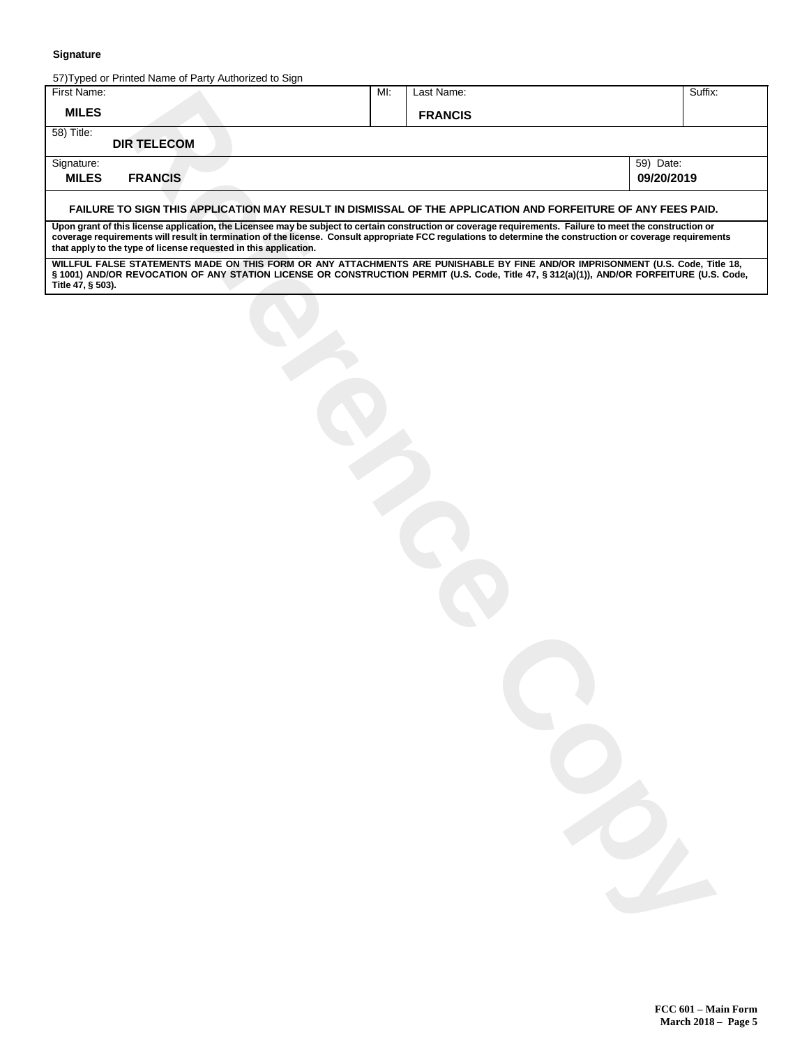**Signature**

57)Typed or Printed Name of Party Authorized to Sign

| First Name: | MI: | Last Name: | Suffix: |
| --- | --- | --- | --- |
| **MILES** | | **FRANCIS** | |

| 58) Title: |
| --- |
| **DIR TELECOM** |

| Signature: | 59) Date: |
| --- | --- |
| **MILES FRANCIS** | **09/20/2019** |

**FAILURE TO SIGN THIS APPLICATION MAY RESULT IN DISMISSAL OF THE APPLICATION AND FORFEITURE OF ANY FEES PAID.**

**Upon grant of this license application, the Licensee may be subject to certain construction or coverage requirements. Failure to meet the construction or coverage requirements will result in termination of the license. Consult appropriate FCC regulations to determine the construction or coverage requirements that apply to the type of license requested in this application.**

**WILLFUL FALSE STATEMENTS MADE ON THIS FORM OR ANY ATTACHMENTS ARE PUNISHABLE BY FINE AND/OR IMPRISONMENT (U.S. Code, Title 18, § 1001) AND/OR REVOCATION OF ANY STATION LICENSE OR CONSTRUCTION PERMIT (U.S. Code, Title 47, § 312(a)(1)), AND/OR FORFEITURE (U.S. Code, Title 47, § 503).**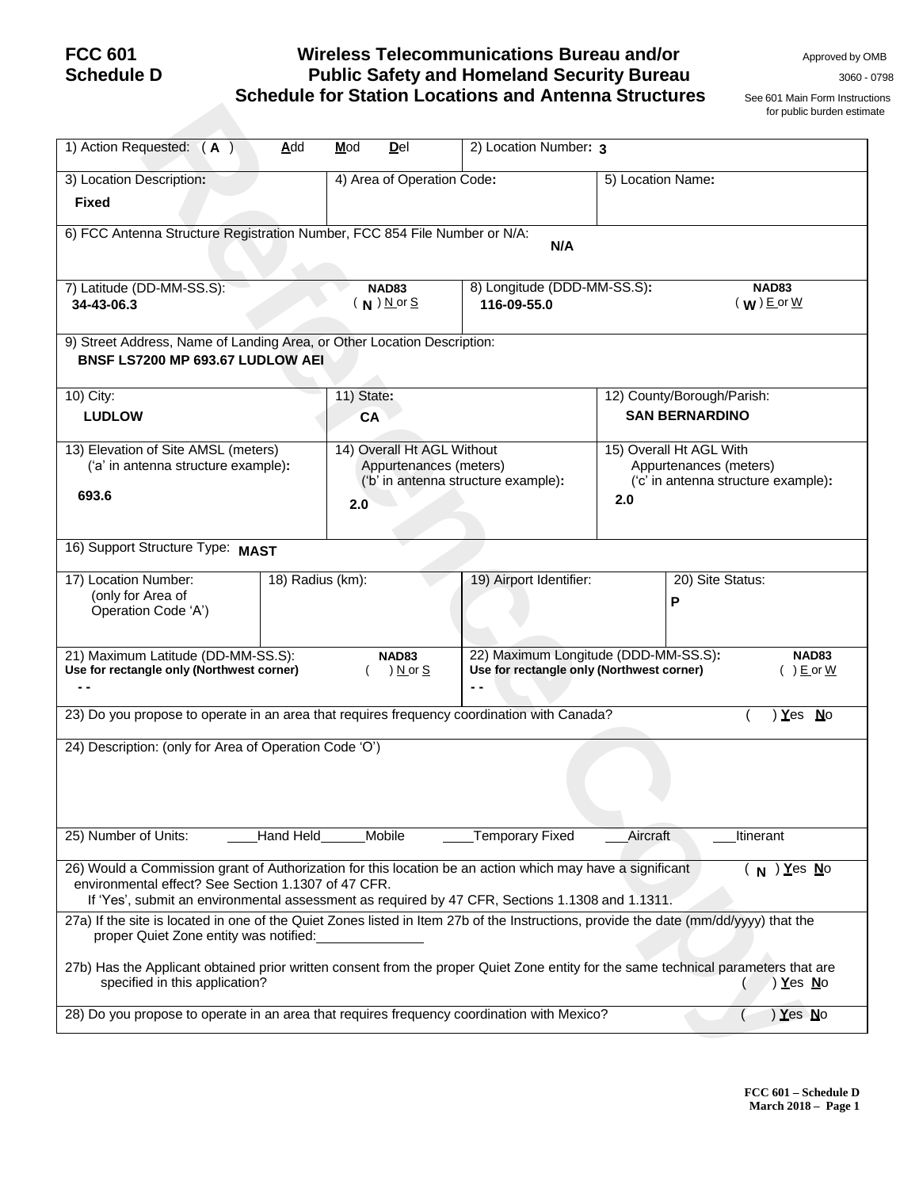**FCC 601**
**Schedule D**

# Wireless Telecommunications Bureau and/or Public Safety and Homeland Security Bureau Schedule for Station Locations and Antenna Structures

Approved by OMB
3060 - 0798

See 601 Main Form Instructions for public burden estimate

| | | | |
|---|---|---|---|
| 1) Action Requested: ( **A** ) Add Mod Del | | 2) Location Number: **3** | |
| 3) Location Description: **Fixed** | 4) Area of Operation Code: | | 5) Location Name: |
| 6) FCC Antenna Structure Registration Number, FCC 854 File Number or N/A: **N/A** | | | |
| 7) Latitude (DD-MM-SS.S): **34-43-06.3** | NAD83 ( **N** ) N or S | 8) Longitude (DDD-MM-SS.S): **116-09-55.0** | NAD83 ( **W** ) E or W |
| 9) Street Address, Name of Landing Area, or Other Location Description: **BNSF LS7200 MP 693.67 LUDLOW AEI** | | | |
| 10) City: **LUDLOW** | 11) State: **CA** | | 12) County/Borough/Parish: **SAN BERNARDINO** |
| 13) Elevation of Site AMSL (meters) ('a' in antenna structure example): **693.6** | 14) Overall Ht AGL Without Appurtenances (meters) ('b' in antenna structure example): **2.0** | | 15) Overall Ht AGL With Appurtenances (meters) ('c' in antenna structure example): **2.0** |
| 16) Support Structure Type: **MAST** | | | |
| 17) Location Number: (only for Area of Operation Code 'A') | 18) Radius (km): | 19) Airport Identifier: | 20) Site Status: **P** |
| 21) Maximum Latitude (DD-MM-SS.S): Use for rectangle only (Northwest corner) - - | NAD83 ( ) N or S | 22) Maximum Longitude (DDD-MM-SS.S): Use for rectangle only (Northwest corner) - - | NAD83 ( ) E or W |
| 23) Do you propose to operate in an area that requires frequency coordination with Canada? ( ) Yes No | | | |
| 24) Description: (only for Area of Operation Code 'O') | | | |
| 25) Number of Units: ____Hand Held ______Mobile ____Temporary Fixed ___Aircraft ___Itinerant | | | |
| 26) Would a Commission grant of Authorization for this location be an action which may have a significant environmental effect? See Section 1.1307 of 47 CFR. If 'Yes', submit an environmental assessment as required by 47 CFR, Sections 1.1308 and 1.1311. ( **N** ) Yes No | | | |
| 27a) If the site is located in one of the Quiet Zones listed in Item 27b of the Instructions, provide the date (mm/dd/yyyy) that the proper Quiet Zone entity was notified:______________ 27b) Has the Applicant obtained prior written consent from the proper Quiet Zone entity for the same technical parameters that are specified in this application? ( ) Yes No | | | |
| 28) Do you propose to operate in an area that requires frequency coordination with Mexico? ( ) Yes No | | | |

FCC 601 – Schedule D
March 2018 – Page 1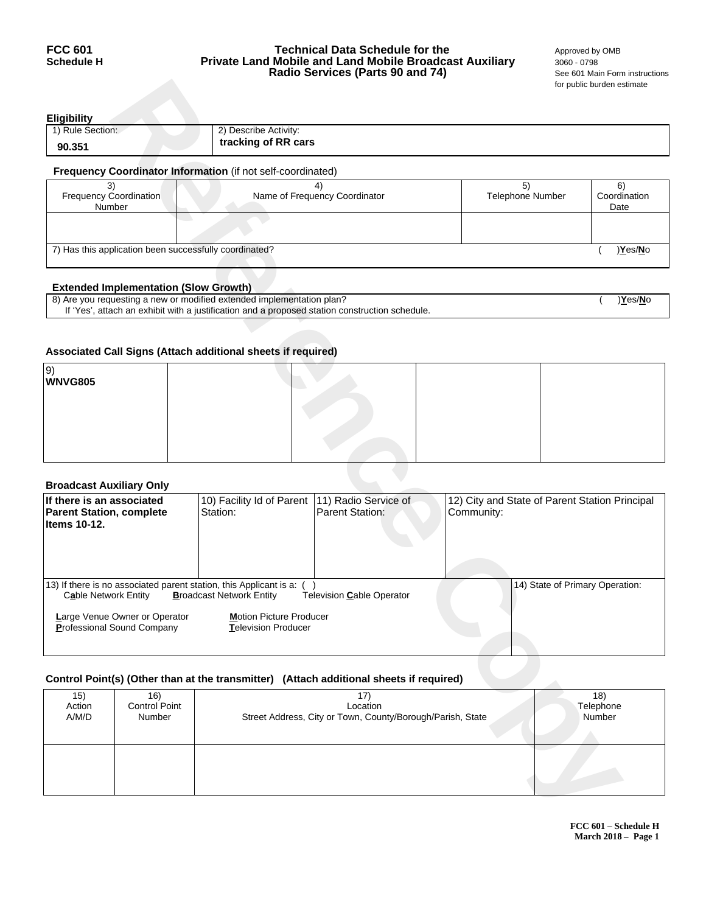**FCC 601**
**Schedule H**

# Technical Data Schedule for the Private Land Mobile and Land Mobile Broadcast Auxiliary Radio Services (Parts 90 and 74)

Approved by OMB
3060 - 0798
See 601 Main Form instructions for public burden estimate

### Eligibility

| 1) Rule Section: | 2) Describe Activity: |
|---|---|
| **90.351** | **tracking of RR cars** |

### Frequency Coordinator Information (if not self-coordinated)

| 3) Frequency Coordination Number | 4) Name of Frequency Coordinator | 5) Telephone Number | 6) Coordination Date |
|---|---|---|---|
| | | | |
| 7) Has this application been successfully coordinated? | | | ( )**Y**es/**N**o |

### Extended Implementation (Slow Growth)

8) Are you requesting a new or modified extended implementation plan? ( )**Y**es/**N**o
If 'Yes', attach an exhibit with a justification and a proposed station construction schedule.

### Associated Call Signs (Attach additional sheets if required)

| 9) **WNVG805** | | | | |
|---|---|---|---|---|

### Broadcast Auxiliary Only

| **If there is an associated Parent Station, complete Items 10-12.** | 10) Facility Id of Parent Station: | 11) Radio Service of Parent Station: | 12) City and State of Parent Station Principal Community: |
|---|---|---|---|
| 13) If there is no associated parent station, this Applicant is a: ( ) C**a**ble Network Entity **B**roadcast Network Entity Television **C**able Operator **L**arge Venue Owner or Operator **M**otion Picture Producer **P**rofessional Sound Company **T**elevision Producer | | | 14) State of Primary Operation: |

### Control Point(s) (Other than at the transmitter) (Attach additional sheets if required)

| 15) Action A/M/D | 16) Control Point Number | 17) Location Street Address, City or Town, County/Borough/Parish, State | 18) Telephone Number |
|---|---|---|---|
| | | | |

**FCC 601 – Schedule H**
**March 2018 – Page 1**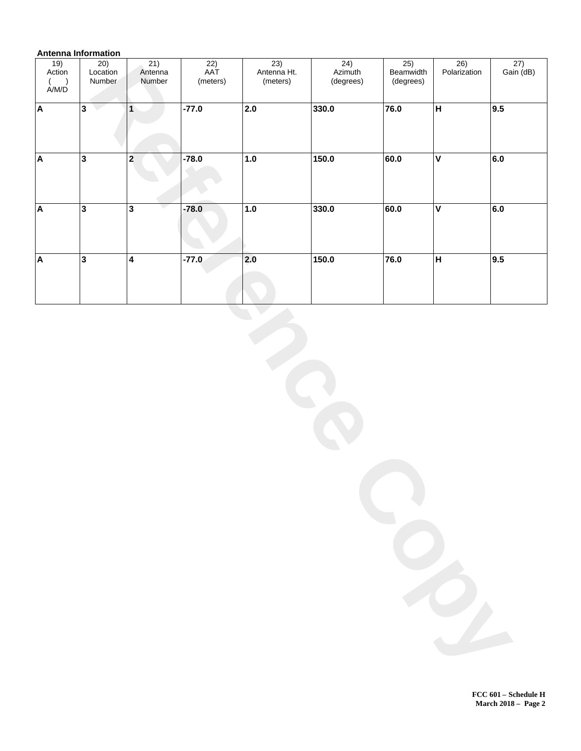**Antenna Information**

| 19) Action ( ) A/M/D | 20) Location Number | 21) Antenna Number | 22) AAT (meters) | 23) Antenna Ht. (meters) | 24) Azimuth (degrees) | 25) Beamwidth (degrees) | 26) Polarization | 27) Gain (dB) |
|---|---|---|---|---|---|---|---|---|
| **A** | **3** | **1** | **-77.0** | **2.0** | **330.0** | **76.0** | **H** | **9.5** |
| **A** | **3** | **2** | **-78.0** | **1.0** | **150.0** | **60.0** | **V** | **6.0** |
| **A** | **3** | **3** | **-78.0** | **1.0** | **330.0** | **60.0** | **V** | **6.0** |
| **A** | **3** | **4** | **-77.0** | **2.0** | **150.0** | **76.0** | **H** | **9.5** |

**FCC 601 – Schedule H**
**March 2018 – Page 2**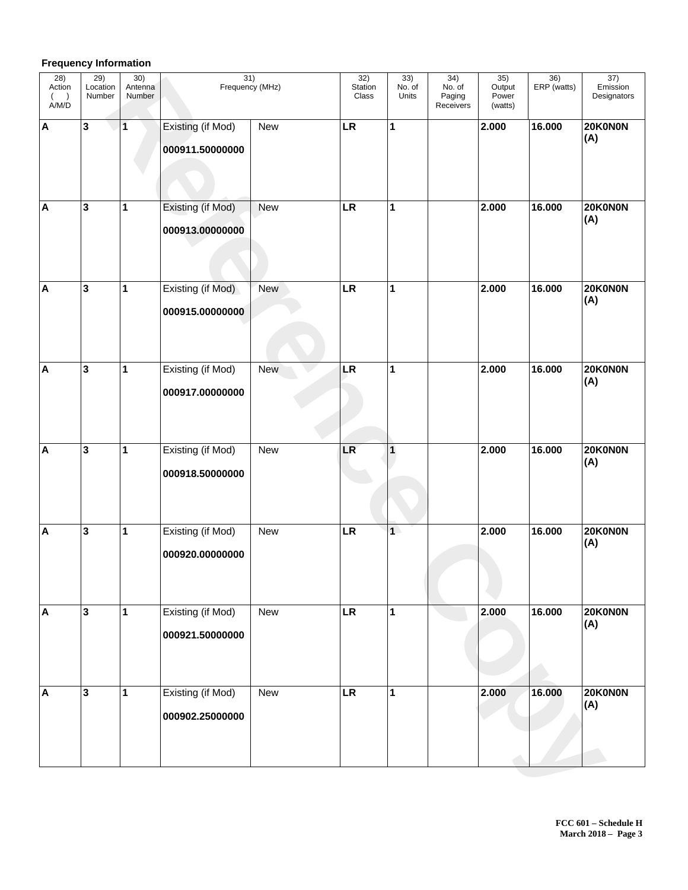**Frequency Information**

| 28) Action ( ) A/M/D | 29) Location Number | 30) Antenna Number | 31) Frequency (MHz) | | 32) Station Class | 33) No. of Units | 34) No. of Paging Receivers | 35) Output Power (watts) | 36) ERP (watts) | 37) Emission Designators |
|---|---|---|---|---|---|---|---|---|---|---|
| | | | Existing (if Mod) | New | | | | | | |
| **A** | **3** | **1** | **000911.50000000** | | **LR** | **1** | | **2.000** | **16.000** | **20K0N0N (A)** |
| **A** | **3** | **1** | **000913.00000000** | | **LR** | **1** | | **2.000** | **16.000** | **20K0N0N (A)** |
| **A** | **3** | **1** | **000915.00000000** | | **LR** | **1** | | **2.000** | **16.000** | **20K0N0N (A)** |
| **A** | **3** | **1** | **000917.00000000** | | **LR** | **1** | | **2.000** | **16.000** | **20K0N0N (A)** |
| **A** | **3** | **1** | **000918.50000000** | | **LR** | **1** | | **2.000** | **16.000** | **20K0N0N (A)** |
| **A** | **3** | **1** | **000920.00000000** | | **LR** | **1** | | **2.000** | **16.000** | **20K0N0N (A)** |
| **A** | **3** | **1** | **000921.50000000** | | **LR** | **1** | | **2.000** | **16.000** | **20K0N0N (A)** |
| **A** | **3** | **1** | **000902.25000000** | | **LR** | **1** | | **2.000** | **16.000** | **20K0N0N (A)** |

**FCC 601 – Schedule H**
**March 2018 – Page 3**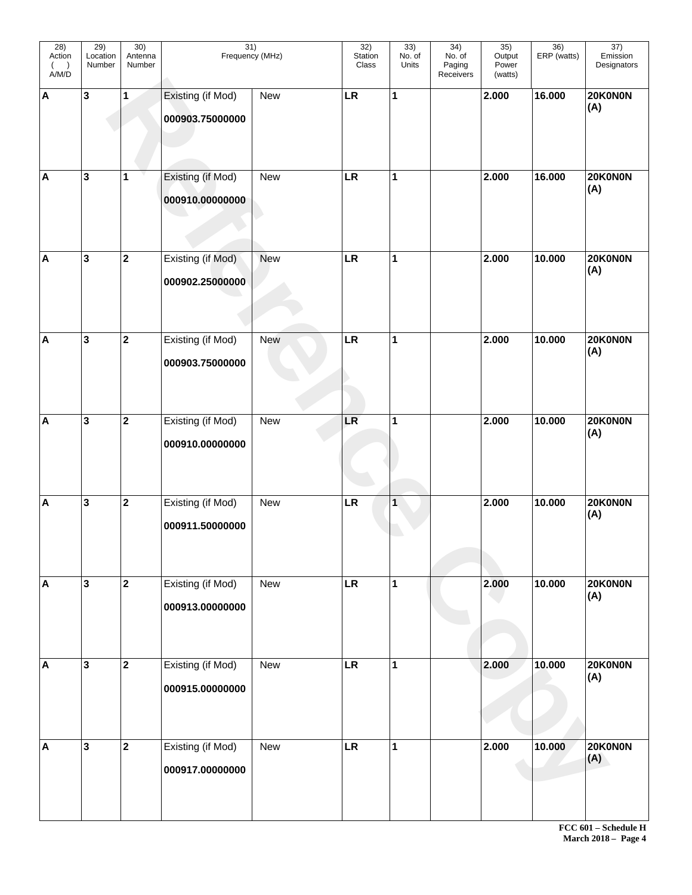| 28) Action ( ) A/M/D | 29) Location Number | 30) Antenna Number | 31) Frequency (MHz) | | 32) Station Class | 33) No. of Units | 34) No. of Paging Receivers | 35) Output Power (watts) | 36) ERP (watts) | 37) Emission Designators |
|---|---|---|---|---|---|---|---|---|---|---|
| **A** | **3** | **1** | Existing (if Mod) **000903.75000000** | New | **LR** | **1** | | **2.000** | **16.000** | **20K0N0N (A)** |
| **A** | **3** | **1** | Existing (if Mod) **000910.00000000** | New | **LR** | **1** | | **2.000** | **16.000** | **20K0N0N (A)** |
| **A** | **3** | **2** | Existing (if Mod) **000902.25000000** | New | **LR** | **1** | | **2.000** | **10.000** | **20K0N0N (A)** |
| **A** | **3** | **2** | Existing (if Mod) **000903.75000000** | New | **LR** | **1** | | **2.000** | **10.000** | **20K0N0N (A)** |
| **A** | **3** | **2** | Existing (if Mod) **000910.00000000** | New | **LR** | **1** | | **2.000** | **10.000** | **20K0N0N (A)** |
| **A** | **3** | **2** | Existing (if Mod) **000911.50000000** | New | **LR** | **1** | | **2.000** | **10.000** | **20K0N0N (A)** |
| **A** | **3** | **2** | Existing (if Mod) **000913.00000000** | New | **LR** | **1** | | **2.000** | **10.000** | **20K0N0N (A)** |
| **A** | **3** | **2** | Existing (if Mod) **000915.00000000** | New | **LR** | **1** | | **2.000** | **10.000** | **20K0N0N (A)** |
| **A** | **3** | **2** | Existing (if Mod) **000917.00000000** | New | **LR** | **1** | | **2.000** | **10.000** | **20K0N0N (A)** |

**FCC 601 – Schedule H**
**March 2018 –**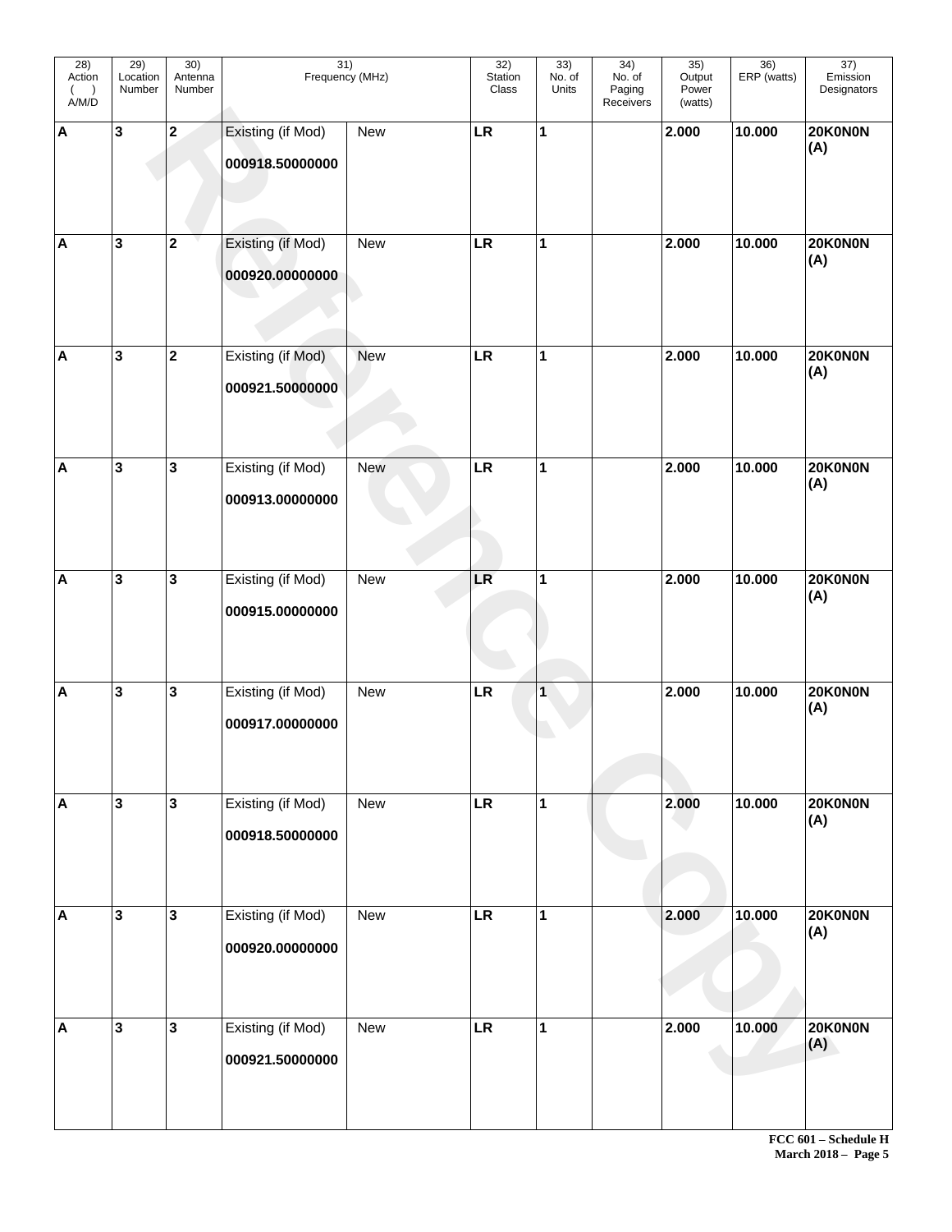| 28) Action ( ) A/M/D | 29) Location Number | 30) Antenna Number | 31) Frequency (MHz) | | 32) Station Class | 33) No. of Units | 34) No. of Paging Receivers | 35) Output Power (watts) | 36) ERP (watts) | 37) Emission Designators |
|---|---|---|---|---|---|---|---|---|---|---|
| **A** | **3** | **2** | Existing (if Mod) **000918.50000000** | New | **LR** | **1** | | **2.000** | **10.000** | **20K0N0N (A)** |
| **A** | **3** | **2** | Existing (if Mod) **000920.00000000** | New | **LR** | **1** | | **2.000** | **10.000** | **20K0N0N (A)** |
| **A** | **3** | **2** | Existing (if Mod) **000921.50000000** | New | **LR** | **1** | | **2.000** | **10.000** | **20K0N0N (A)** |
| **A** | **3** | **3** | Existing (if Mod) **000913.00000000** | New | **LR** | **1** | | **2.000** | **10.000** | **20K0N0N (A)** |
| **A** | **3** | **3** | Existing (if Mod) **000915.00000000** | New | **LR** | **1** | | **2.000** | **10.000** | **20K0N0N (A)** |
| **A** | **3** | **3** | Existing (if Mod) **000917.00000000** | New | **LR** | **1** | | **2.000** | **10.000** | **20K0N0N (A)** |
| **A** | **3** | **3** | Existing (if Mod) **000918.50000000** | New | **LR** | **1** | | **2.000** | **10.000** | **20K0N0N (A)** |
| **A** | **3** | **3** | Existing (if Mod) **000920.00000000** | New | **LR** | **1** | | **2.000** | **10.000** | **20K0N0N (A)** |
| **A** | **3** | **3** | Existing (if Mod) **000921.50000000** | New | **LR** | **1** | | **2.000** | **10.000** | **20K0N0N (A)** |

**FCC 601 – Schedule H**
**March 2018 – Page 5**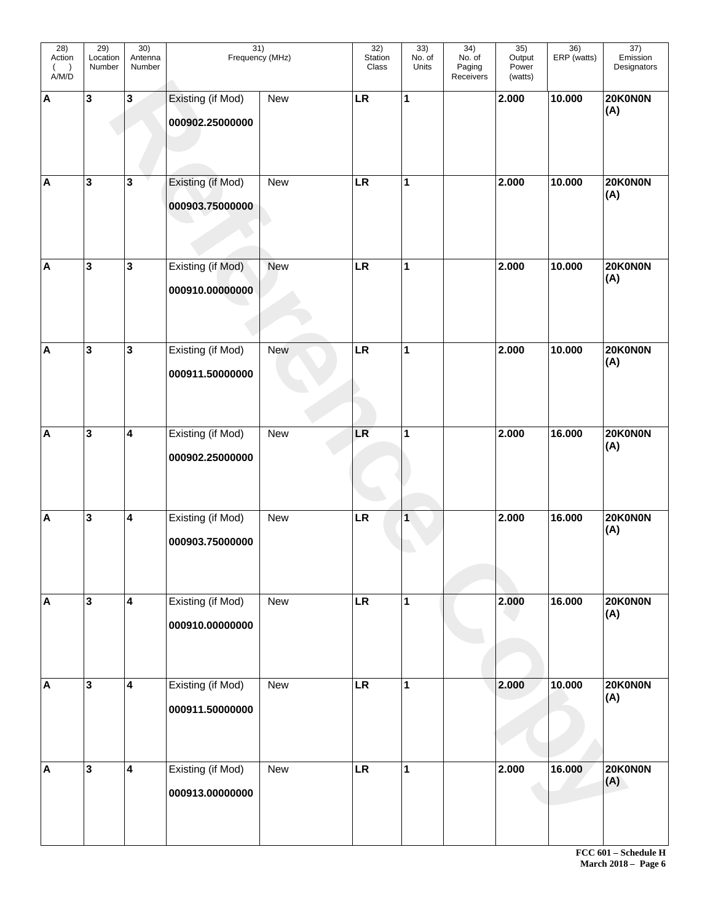| 28) Action ( ) A/M/D | 29) Location Number | 30) Antenna Number | 31) Frequency (MHz) | | 32) Station Class | 33) No. of Units | 34) No. of Paging Receivers | 35) Output Power (watts) | 36) ERP (watts) | 37) Emission Designators |
|---|---|---|---|---|---|---|---|---|---|---|
| **A** | **3** | **3** | Existing (if Mod) **000902.25000000** | New | **LR** | **1** | | **2.000** | **10.000** | **20K0N0N (A)** |
| **A** | **3** | **3** | Existing (if Mod) **000903.75000000** | New | **LR** | **1** | | **2.000** | **10.000** | **20K0N0N (A)** |
| **A** | **3** | **3** | Existing (if Mod) **000910.00000000** | New | **LR** | **1** | | **2.000** | **10.000** | **20K0N0N (A)** |
| **A** | **3** | **3** | Existing (if Mod) **000911.50000000** | New | **LR** | **1** | | **2.000** | **10.000** | **20K0N0N (A)** |
| **A** | **3** | **4** | Existing (if Mod) **000902.25000000** | New | **LR** | **1** | | **2.000** | **16.000** | **20K0N0N (A)** |
| **A** | **3** | **4** | Existing (if Mod) **000903.75000000** | New | **LR** | **1** | | **2.000** | **16.000** | **20K0N0N (A)** |
| **A** | **3** | **4** | Existing (if Mod) **000910.00000000** | New | **LR** | **1** | | **2.000** | **16.000** | **20K0N0N (A)** |
| **A** | **3** | **4** | Existing (if Mod) **000911.50000000** | New | **LR** | **1** | | **2.000** | **10.000** | **20K0N0N (A)** |
| **A** | **3** | **4** | Existing (if Mod) **000913.00000000** | New | **LR** | **1** | | **2.000** | **16.000** | **20K0N0N (A)** |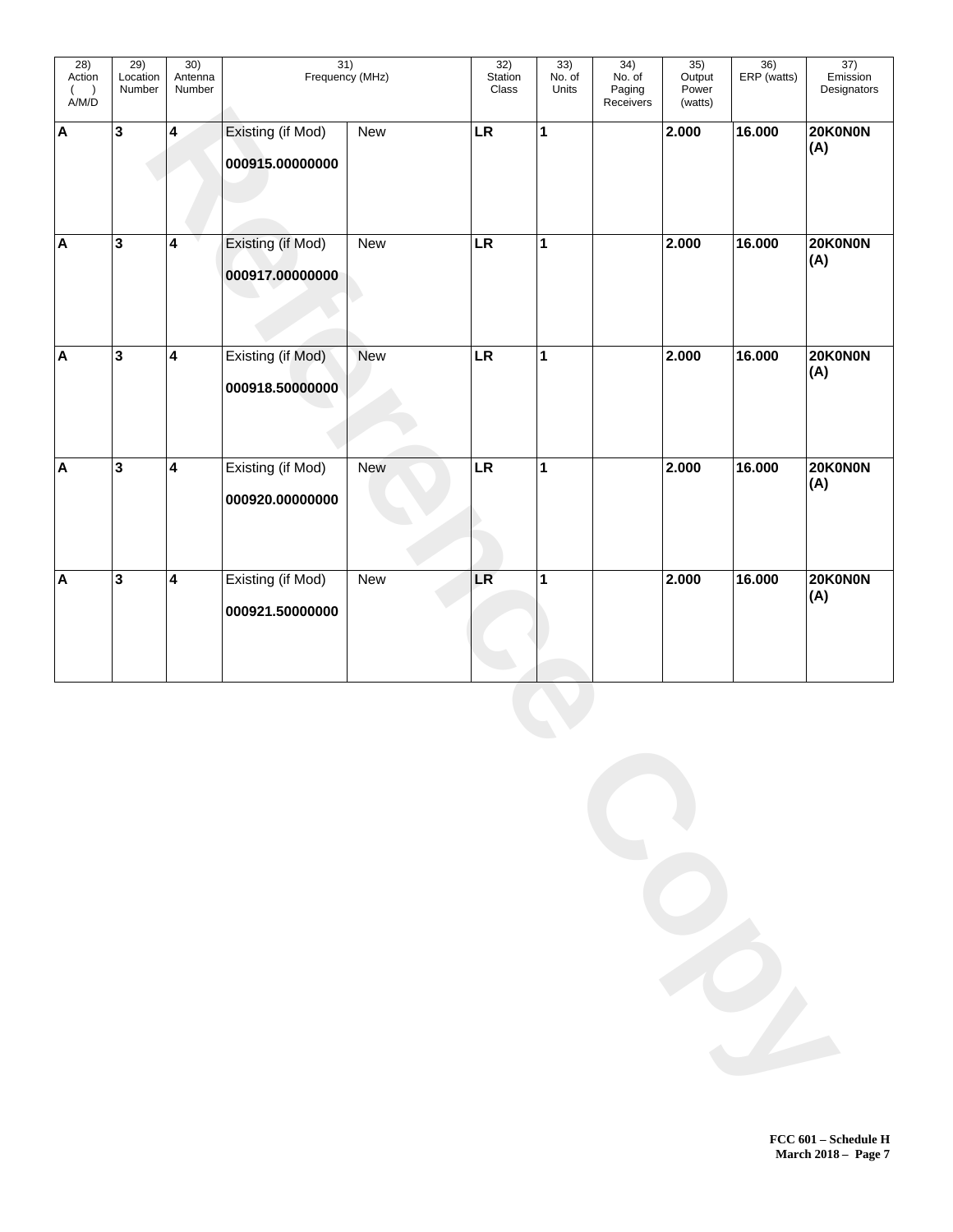| 28) Action ( ) A/M/D | 29) Location Number | 30) Antenna Number | 31) Frequency (MHz) | | 32) Station Class | 33) No. of Units | 34) No. of Paging Receivers | 35) Output Power (watts) | 36) ERP (watts) | 37) Emission Designators |
|---|---|---|---|---|---|---|---|---|---|---|
| **A** | **3** | **4** | Existing (if Mod) **000915.00000000** | New | **LR** | **1** | | **2.000** | **16.000** | **20K0N0N (A)** |
| **A** | **3** | **4** | Existing (if Mod) **000917.00000000** | New | **LR** | **1** | | **2.000** | **16.000** | **20K0N0N (A)** |
| **A** | **3** | **4** | Existing (if Mod) **000918.50000000** | New | **LR** | **1** | | **2.000** | **16.000** | **20K0N0N (A)** |
| **A** | **3** | **4** | Existing (if Mod) **000920.00000000** | New | **LR** | **1** | | **2.000** | **16.000** | **20K0N0N (A)** |
| **A** | **3** | **4** | Existing (if Mod) **000921.50000000** | New | **LR** | **1** | | **2.000** | **16.000** | **20K0N0N (A)** |

**FCC 601 – Schedule H**
**March 2018 – Page 7**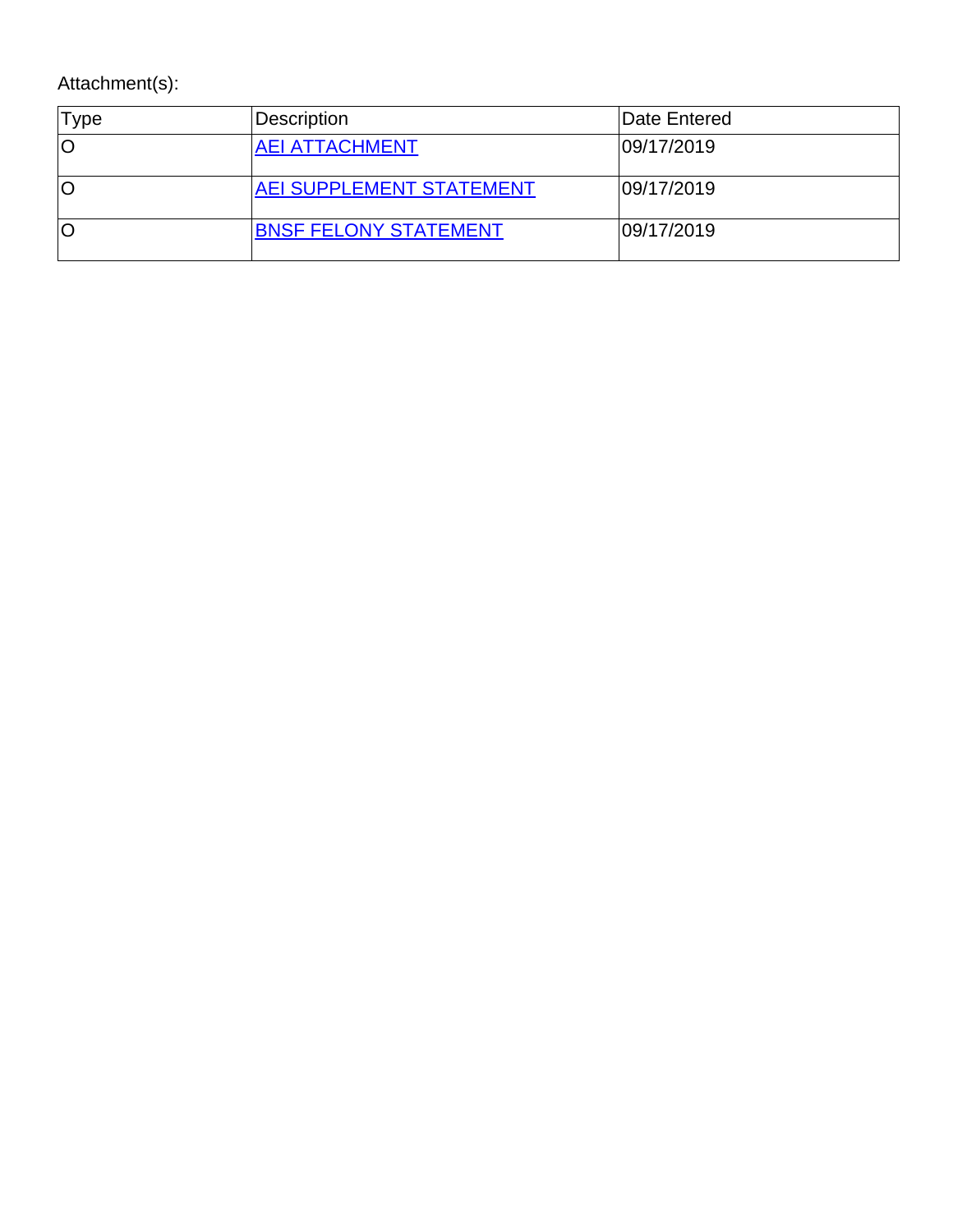Attachment(s):

| Type | Description | Date Entered |
| --- | --- | --- |
| O | AEI ATTACHMENT | 09/17/2019 |
| O | AEI SUPPLEMENT STATEMENT | 09/17/2019 |
| O | BNSF FELONY STATEMENT | 09/17/2019 |